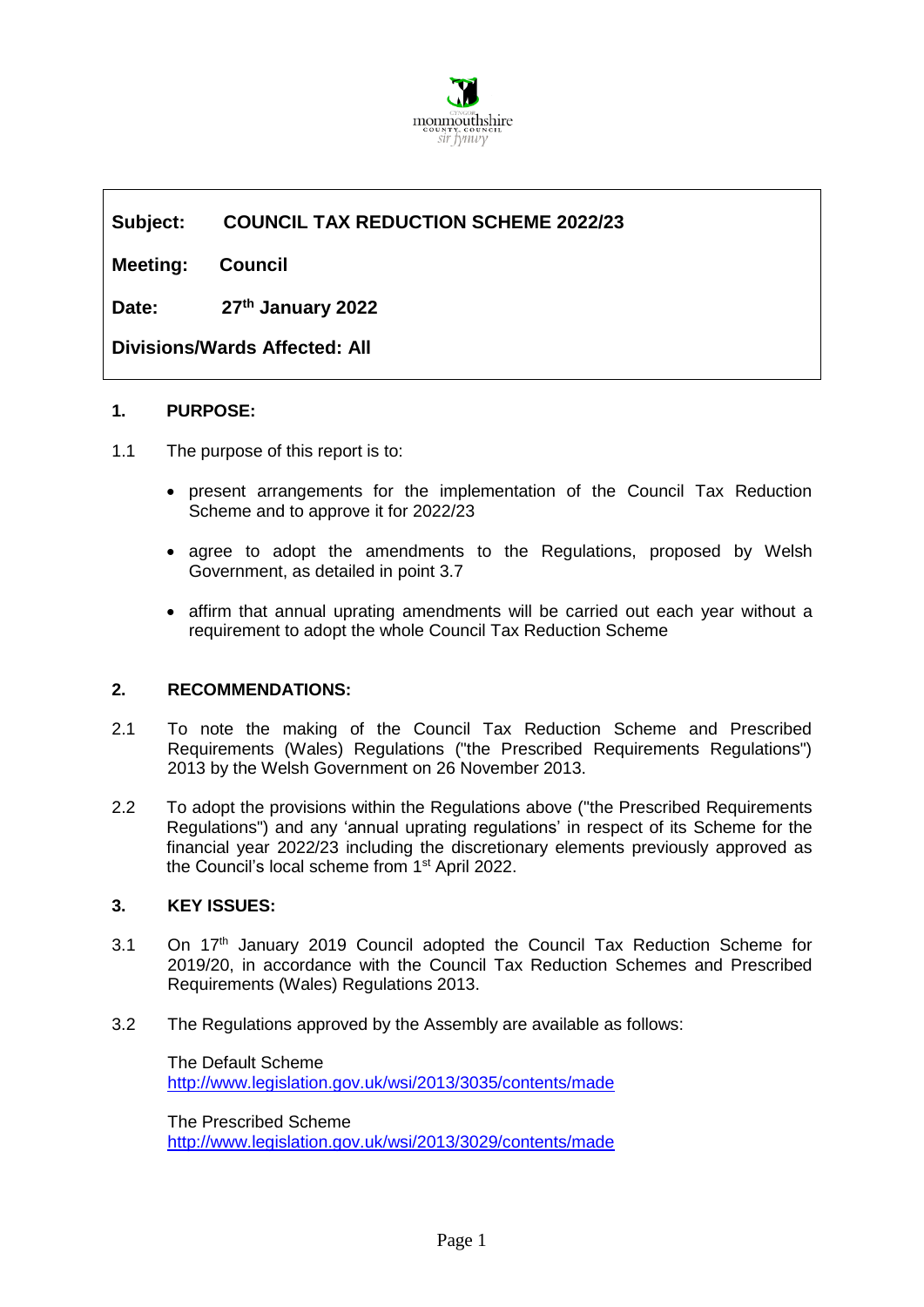**Subject: COUNCIL TAX REDUCTION SCHEME 2022/23**

**Meeting: Council**

**Date: 27th January 2022**

**Divisions/Wards Affected: All**

## 1. PURPOSE:

1.1 The purpose of this report is to:

- present arrangements for the implementation of the Council Tax Reduction Scheme and to approve it for 2022/23
- agree to adopt the amendments to the Regulations, proposed by Welsh Government, as detailed in point 3.7
- affirm that annual uprating amendments will be carried out each year without a requirement to adopt the whole Council Tax Reduction Scheme

## 2. RECOMMENDATIONS:

2.1 To note the making of the Council Tax Reduction Scheme and Prescribed Requirements (Wales) Regulations ("the Prescribed Requirements Regulations") 2013 by the Welsh Government on 26 November 2013.

2.2 To adopt the provisions within the Regulations above ("the Prescribed Requirements Regulations") and any 'annual uprating regulations' in respect of its Scheme for the financial year 2022/23 including the discretionary elements previously approved as the Council's local scheme from 1st April 2022.

## 3. KEY ISSUES:

3.1 On 17th January 2019 Council adopted the Council Tax Reduction Scheme for 2019/20, in accordance with the Council Tax Reduction Schemes and Prescribed Requirements (Wales) Regulations 2013.

3.2 The Regulations approved by the Assembly are available as follows:

The Default Scheme
http://www.legislation.gov.uk/wsi/2013/3035/contents/made

The Prescribed Scheme
http://www.legislation.gov.uk/wsi/2013/3029/contents/made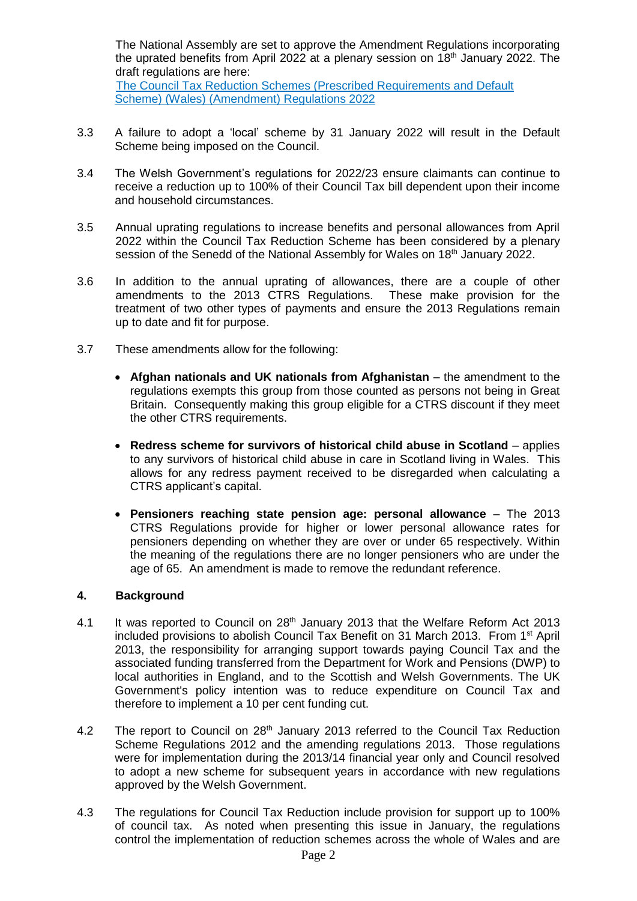The National Assembly are set to approve the Amendment Regulations incorporating the uprated benefits from April 2022 at a plenary session on 18th January 2022. The draft regulations are here:
[The Council Tax Reduction Schemes (Prescribed Requirements and Default Scheme) (Wales) (Amendment) Regulations 2022]

3.3 A failure to adopt a 'local' scheme by 31 January 2022 will result in the Default Scheme being imposed on the Council.

3.4 The Welsh Government's regulations for 2022/23 ensure claimants can continue to receive a reduction up to 100% of their Council Tax bill dependent upon their income and household circumstances.

3.5 Annual uprating regulations to increase benefits and personal allowances from April 2022 within the Council Tax Reduction Scheme has been considered by a plenary session of the Senedd of the National Assembly for Wales on 18th January 2022.

3.6 In addition to the annual uprating of allowances, there are a couple of other amendments to the 2013 CTRS Regulations. These make provision for the treatment of two other types of payments and ensure the 2013 Regulations remain up to date and fit for purpose.

3.7 These amendments allow for the following:

- **Afghan nationals and UK nationals from Afghanistan** – the amendment to the regulations exempts this group from those counted as persons not being in Great Britain. Consequently making this group eligible for a CTRS discount if they meet the other CTRS requirements.

- **Redress scheme for survivors of historical child abuse in Scotland** – applies to any survivors of historical child abuse in care in Scotland living in Wales. This allows for any redress payment received to be disregarded when calculating a CTRS applicant's capital.

- **Pensioners reaching state pension age: personal allowance** – The 2013 CTRS Regulations provide for higher or lower personal allowance rates for pensioners depending on whether they are over or under 65 respectively. Within the meaning of the regulations there are no longer pensioners who are under the age of 65. An amendment is made to remove the redundant reference.

## 4. Background

4.1 It was reported to Council on 28th January 2013 that the Welfare Reform Act 2013 included provisions to abolish Council Tax Benefit on 31 March 2013. From 1st April 2013, the responsibility for arranging support towards paying Council Tax and the associated funding transferred from the Department for Work and Pensions (DWP) to local authorities in England, and to the Scottish and Welsh Governments. The UK Government's policy intention was to reduce expenditure on Council Tax and therefore to implement a 10 per cent funding cut.

4.2 The report to Council on 28th January 2013 referred to the Council Tax Reduction Scheme Regulations 2012 and the amending regulations 2013. Those regulations were for implementation during the 2013/14 financial year only and Council resolved to adopt a new scheme for subsequent years in accordance with new regulations approved by the Welsh Government.

4.3 The regulations for Council Tax Reduction include provision for support up to 100% of council tax. As noted when presenting this issue in January, the regulations control the implementation of reduction schemes across the whole of Wales and are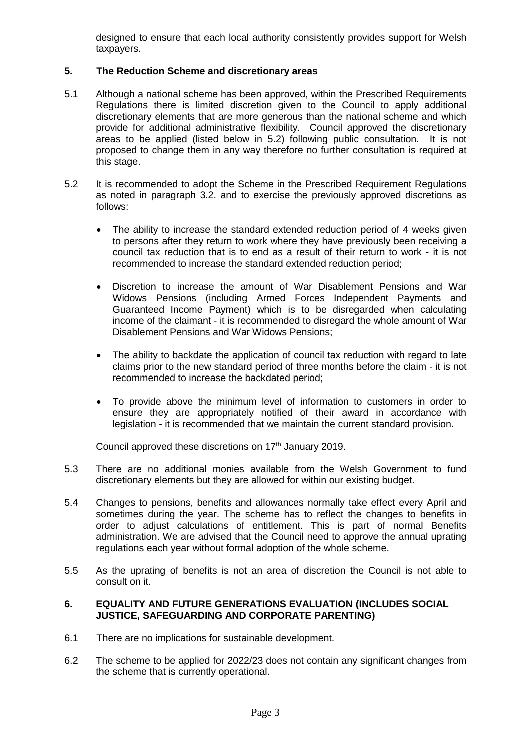designed to ensure that each local authority consistently provides support for Welsh taxpayers.

## 5. The Reduction Scheme and discretionary areas

5.1 Although a national scheme has been approved, within the Prescribed Requirements Regulations there is limited discretion given to the Council to apply additional discretionary elements that are more generous than the national scheme and which provide for additional administrative flexibility. Council approved the discretionary areas to be applied (listed below in 5.2) following public consultation. It is not proposed to change them in any way therefore no further consultation is required at this stage.

5.2 It is recommended to adopt the Scheme in the Prescribed Requirement Regulations as noted in paragraph 3.2. and to exercise the previously approved discretions as follows:

- The ability to increase the standard extended reduction period of 4 weeks given to persons after they return to work where they have previously been receiving a council tax reduction that is to end as a result of their return to work - it is not recommended to increase the standard extended reduction period;
- Discretion to increase the amount of War Disablement Pensions and War Widows Pensions (including Armed Forces Independent Payments and Guaranteed Income Payment) which is to be disregarded when calculating income of the claimant - it is recommended to disregard the whole amount of War Disablement Pensions and War Widows Pensions;
- The ability to backdate the application of council tax reduction with regard to late claims prior to the new standard period of three months before the claim - it is not recommended to increase the backdated period;
- To provide above the minimum level of information to customers in order to ensure they are appropriately notified of their award in accordance with legislation - it is recommended that we maintain the current standard provision.

Council approved these discretions on 17th January 2019.

5.3 There are no additional monies available from the Welsh Government to fund discretionary elements but they are allowed for within our existing budget.

5.4 Changes to pensions, benefits and allowances normally take effect every April and sometimes during the year. The scheme has to reflect the changes to benefits in order to adjust calculations of entitlement. This is part of normal Benefits administration. We are advised that the Council need to approve the annual uprating regulations each year without formal adoption of the whole scheme.

5.5 As the uprating of benefits is not an area of discretion the Council is not able to consult on it.

## 6. EQUALITY AND FUTURE GENERATIONS EVALUATION (INCLUDES SOCIAL JUSTICE, SAFEGUARDING AND CORPORATE PARENTING)

6.1 There are no implications for sustainable development.

6.2 The scheme to be applied for 2022/23 does not contain any significant changes from the scheme that is currently operational.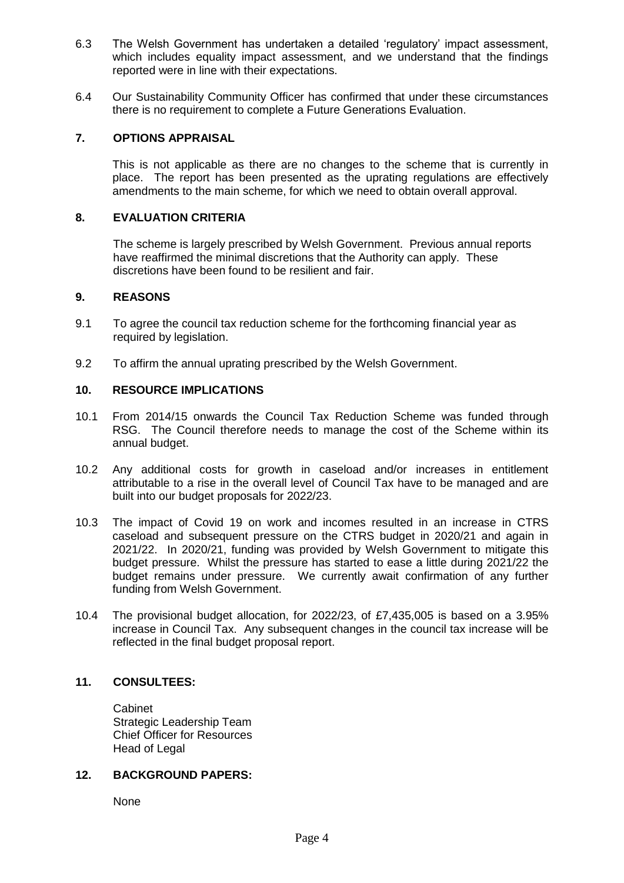6.3 The Welsh Government has undertaken a detailed 'regulatory' impact assessment, which includes equality impact assessment, and we understand that the findings reported were in line with their expectations.

6.4 Our Sustainability Community Officer has confirmed that under these circumstances there is no requirement to complete a Future Generations Evaluation.

## 7. OPTIONS APPRAISAL

This is not applicable as there are no changes to the scheme that is currently in place. The report has been presented as the uprating regulations are effectively amendments to the main scheme, for which we need to obtain overall approval.

## 8. EVALUATION CRITERIA

The scheme is largely prescribed by Welsh Government. Previous annual reports have reaffirmed the minimal discretions that the Authority can apply. These discretions have been found to be resilient and fair.

## 9. REASONS

9.1 To agree the council tax reduction scheme for the forthcoming financial year as required by legislation.

9.2 To affirm the annual uprating prescribed by the Welsh Government.

## 10. RESOURCE IMPLICATIONS

10.1 From 2014/15 onwards the Council Tax Reduction Scheme was funded through RSG. The Council therefore needs to manage the cost of the Scheme within its annual budget.

10.2 Any additional costs for growth in caseload and/or increases in entitlement attributable to a rise in the overall level of Council Tax have to be managed and are built into our budget proposals for 2022/23.

10.3 The impact of Covid 19 on work and incomes resulted in an increase in CTRS caseload and subsequent pressure on the CTRS budget in 2020/21 and again in 2021/22. In 2020/21, funding was provided by Welsh Government to mitigate this budget pressure. Whilst the pressure has started to ease a little during 2021/22 the budget remains under pressure. We currently await confirmation of any further funding from Welsh Government.

10.4 The provisional budget allocation, for 2022/23, of £7,435,005 is based on a 3.95% increase in Council Tax. Any subsequent changes in the council tax increase will be reflected in the final budget proposal report.

## 11. CONSULTEES:

Cabinet
Strategic Leadership Team
Chief Officer for Resources
Head of Legal

## 12. BACKGROUND PAPERS:

None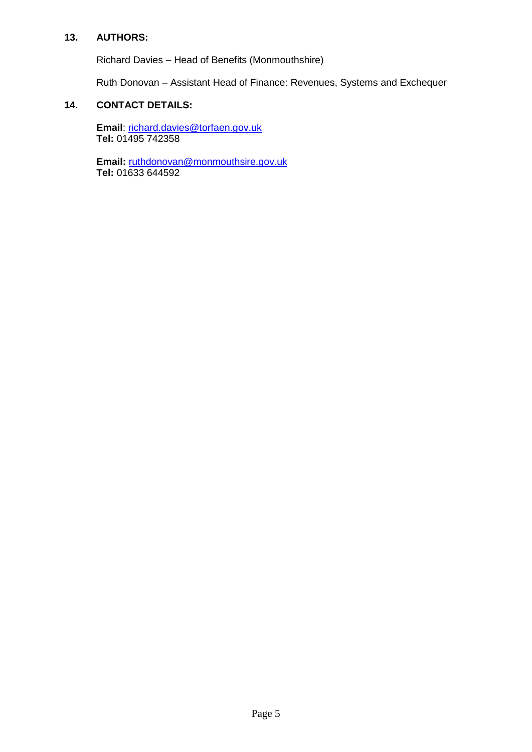## 13. AUTHORS:

Richard Davies – Head of Benefits (Monmouthshire)

Ruth Donovan – Assistant Head of Finance: Revenues, Systems and Exchequer

## 14. CONTACT DETAILS:

**Email**: richard.davies@torfaen.gov.uk
**Tel:** 01495 742358

**Email:** ruthdonovan@monmouthsire.gov.uk
**Tel:** 01633 644592